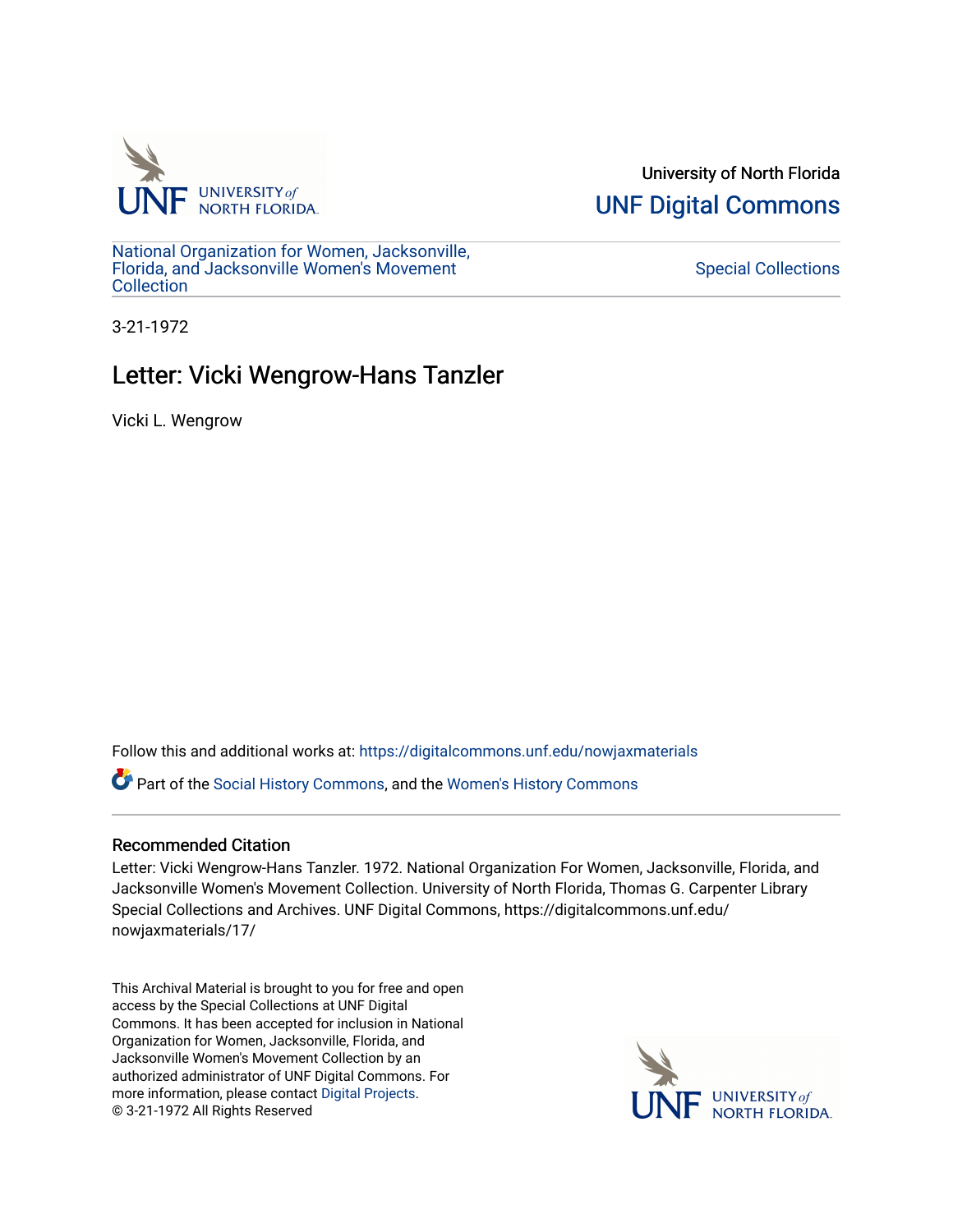University of North Florida

UNF Digital Commons

National Organization for Women, Jacksonville, Florida, and Jacksonville Women's Movement Collection

Special Collections

3-21-1972

# Letter: Vicki Wengrow-Hans Tanzler

Vicki L. Wengrow

Follow this and additional works at: https://digitalcommons.unf.edu/nowjaxmaterials

Part of the Social History Commons, and the Women's History Commons

## Recommended Citation

Letter: Vicki Wengrow-Hans Tanzler. 1972. National Organization For Women, Jacksonville, Florida, and Jacksonville Women's Movement Collection. University of North Florida, Thomas G. Carpenter Library Special Collections and Archives. UNF Digital Commons, https://digitalcommons.unf.edu/nowjaxmaterials/17/

This Archival Material is brought to you for free and open access by the Special Collections at UNF Digital Commons. It has been accepted for inclusion in National Organization for Women, Jacksonville, Florida, and Jacksonville Women's Movement Collection by an authorized administrator of UNF Digital Commons. For more information, please contact Digital Projects.
© 3-21-1972 All Rights Reserved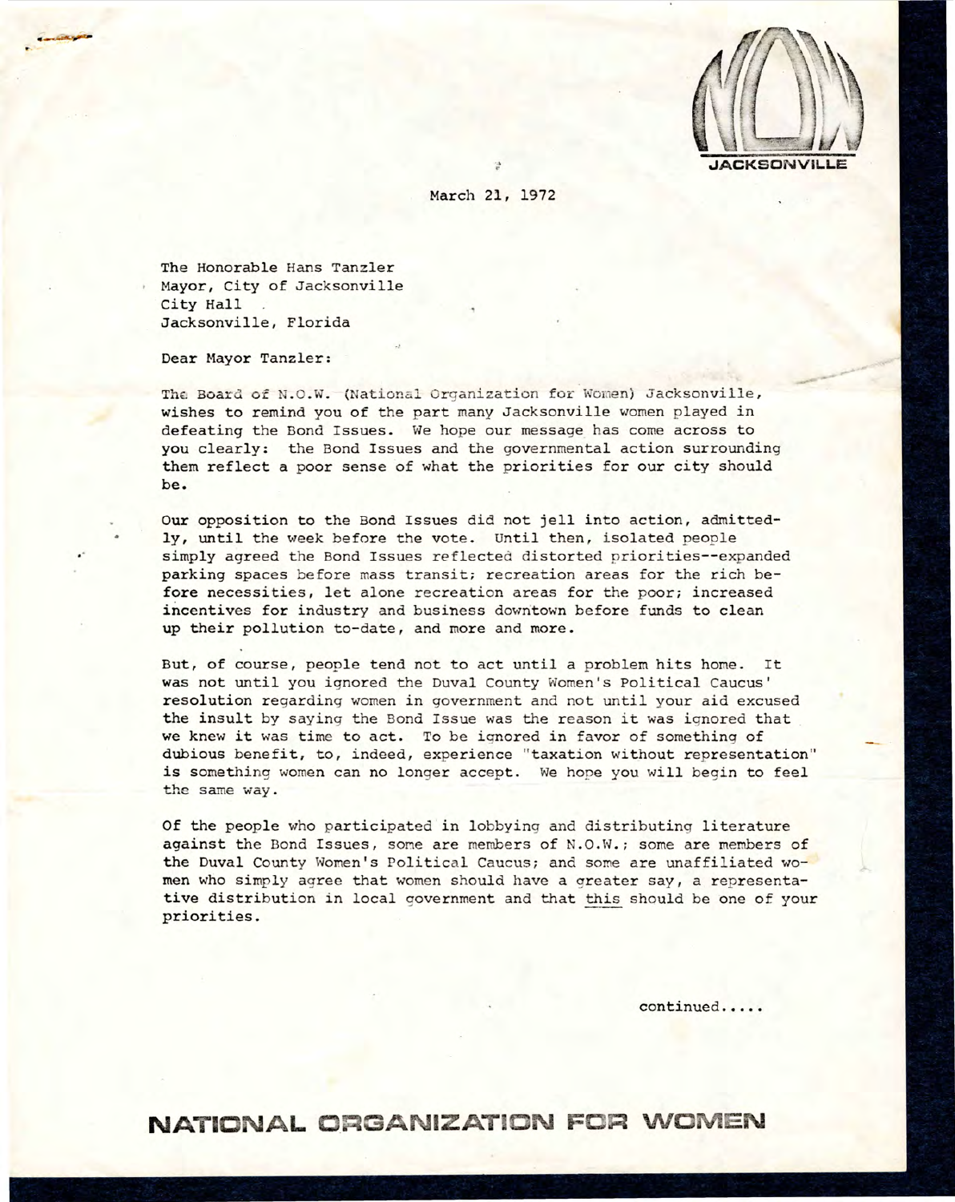JACKSONVILLE

March 21, 1972

The Honorable Hans Tanzler
Mayor, City of Jacksonville
City Hall
Jacksonville, Florida

Dear Mayor Tanzler:

The Board of N.O.W. (National Organization for Women) Jacksonville, wishes to remind you of the part many Jacksonville women played in defeating the Bond Issues. We hope our message has come across to you clearly: the Bond Issues and the governmental action surrounding them reflect a poor sense of what the priorities for our city should be.

Our opposition to the Bond Issues did not jell into action, admittedly, until the week before the vote. Until then, isolated people simply agreed the Bond Issues reflected distorted priorities--expanded parking spaces before mass transit; recreation areas for the rich before necessities, let alone recreation areas for the poor; increased incentives for industry and business downtown before funds to clean up their pollution to-date, and more and more.

But, of course, people tend not to act until a problem hits home. It was not until you ignored the Duval County Women's Political Caucus' resolution regarding women in government and not until your aid excused the insult by saying the Bond Issue was the reason it was ignored that we knew it was time to act. To be ignored in favor of something of dubious benefit, to, indeed, experience "taxation without representation" is something women can no longer accept. We hope you will begin to feel the same way.

Of the people who participated in lobbying and distributing literature against the Bond Issues, some are members of N.O.W.; some are members of the Duval County Women's Political Caucus; and some are unaffiliated women who simply agree that women should have a greater say, a representative distribution in local government and that <u>this</u> should be one of your priorities.

continued.....

**NATIONAL ORGANIZATION FOR WOMEN**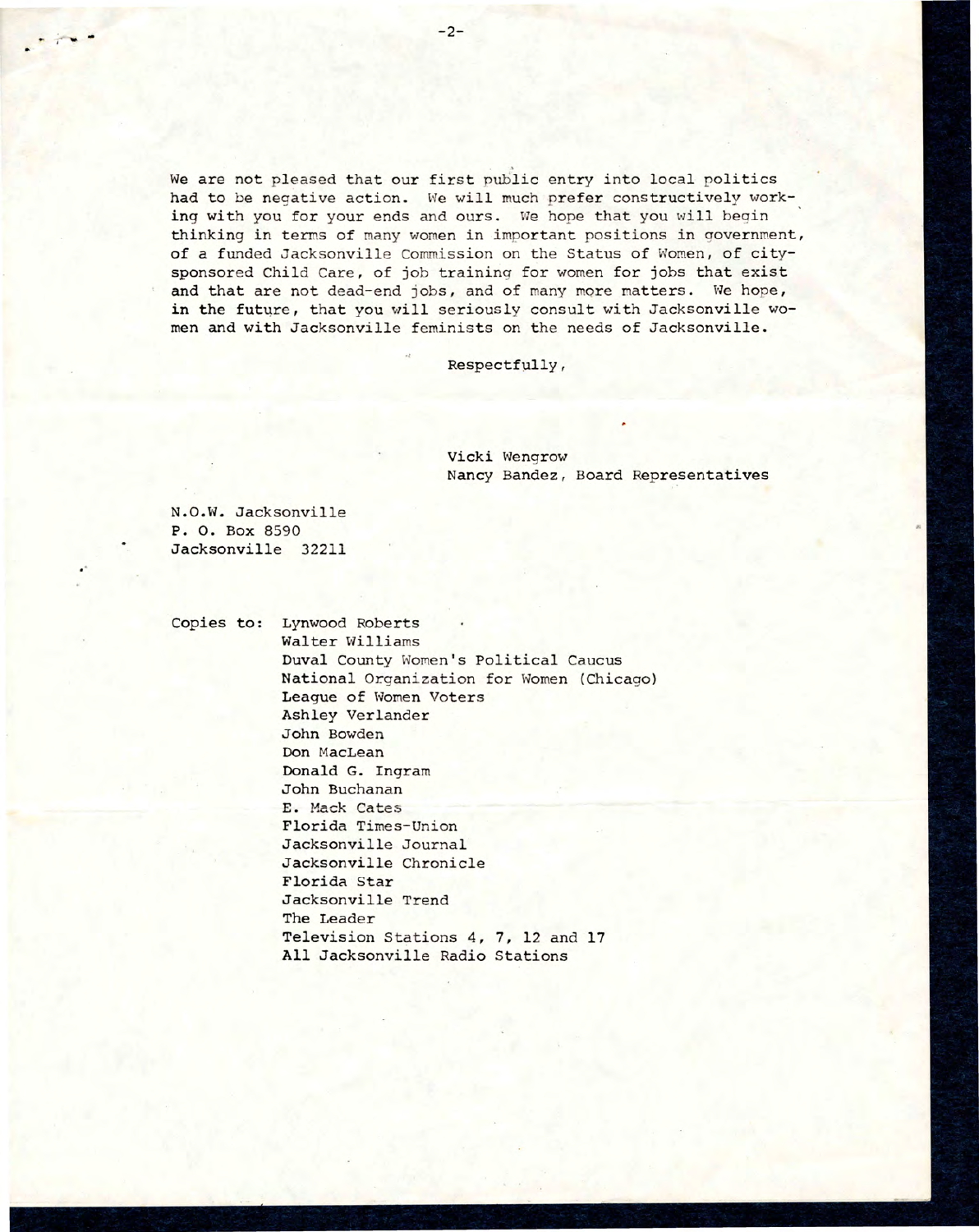We are not pleased that our first public entry into local politics had to be negative action. We will much prefer constructively working with you for your ends and ours. We hope that you will begin thinking in terms of many women in important positions in government, of a funded Jacksonville Commission on the Status of Women, of city-sponsored Child Care, of job training for women for jobs that exist and that are not dead-end jobs, and of many more matters. We hope, in the future, that you will seriously consult with Jacksonville women and with Jacksonville feminists on the needs of Jacksonville.

Respectfully,

Vicki Wengrow
Nancy Bandez, Board Representatives

N.O.W. Jacksonville
P. O. Box 8590
Jacksonville 32211

Copies to: Lynwood Roberts
Walter Williams
Duval County Women's Political Caucus
National Organization for Women (Chicago)
League of Women Voters
Ashley Verlander
John Bowden
Don MacLean
Donald G. Ingram
John Buchanan
E. Mack Cates
Florida Times-Union
Jacksonville Journal
Jacksonville Chronicle
Florida Star
Jacksonville Trend
The Leader
Television Stations 4, 7, 12 and 17
All Jacksonville Radio Stations